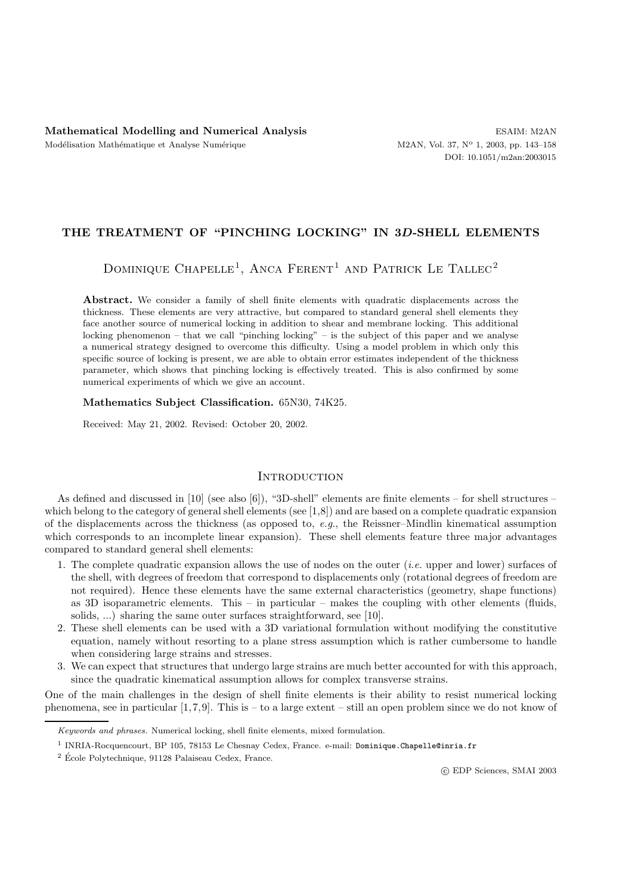# THE TREATMENT OF "PINCHING LOCKING" IN 3D-SHELL ELEMENTS

Dominique Chapelle[1], Anca Ferent[1] and Patrick Le Tallec[2]

**Abstract.** We consider a family of shell finite elements with quadratic displacements across the thickness. These elements are very attractive, but compared to standard general shell elements they face another source of numerical locking in addition to shear and membrane locking. This additional locking phenomenon – that we call "pinching locking" – is the subject of this paper and we analyse a numerical strategy designed to overcome this difficulty. Using a model problem in which only this specific source of locking is present, we are able to obtain error estimates independent of the thickness parameter, which shows that pinching locking is effectively treated. This is also confirmed by some numerical experiments of which we give an account.

**Mathematics Subject Classification.** 65N30, 74K25.

Received: May 21, 2002. Revised: October 20, 2002.

## Introduction

As defined and discussed in [10] (see also [6]), "3D-shell" elements are finite elements – for shell structures – which belong to the category of general shell elements (see [1,8]) and are based on a complete quadratic expansion of the displacements across the thickness (as opposed to, *e.g.*, the Reissner–Mindlin kinematical assumption which corresponds to an incomplete linear expansion). These shell elements feature three major advantages compared to standard general shell elements:

1. The complete quadratic expansion allows the use of nodes on the outer (*i.e.* upper and lower) surfaces of the shell, with degrees of freedom that correspond to displacements only (rotational degrees of freedom are not required). Hence these elements have the same external characteristics (geometry, shape functions) as 3D isoparametric elements. This – in particular – makes the coupling with other elements (fluids, solids, ...) sharing the same outer surfaces straightforward, see [10].
2. These shell elements can be used with a 3D variational formulation without modifying the constitutive equation, namely without resorting to a plane stress assumption which is rather cumbersome to handle when considering large strains and stresses.
3. We can expect that structures that undergo large strains are much better accounted for with this approach, since the quadratic kinematical assumption allows for complex transverse strains.

One of the main challenges in the design of shell finite elements is their ability to resist numerical locking phenomena, see in particular [1,7,9]. This is – to a large extent – still an open problem since we do not know of

---

*Keywords and phrases.* Numerical locking, shell finite elements, mixed formulation.

[1] INRIA-Rocquencourt, BP 105, 78153 Le Chesnay Cedex, France. e-mail: Dominique.Chapelle@inria.fr

[2] École Polytechnique, 91128 Palaiseau Cedex, France.

© EDP Sciences, SMAI 2003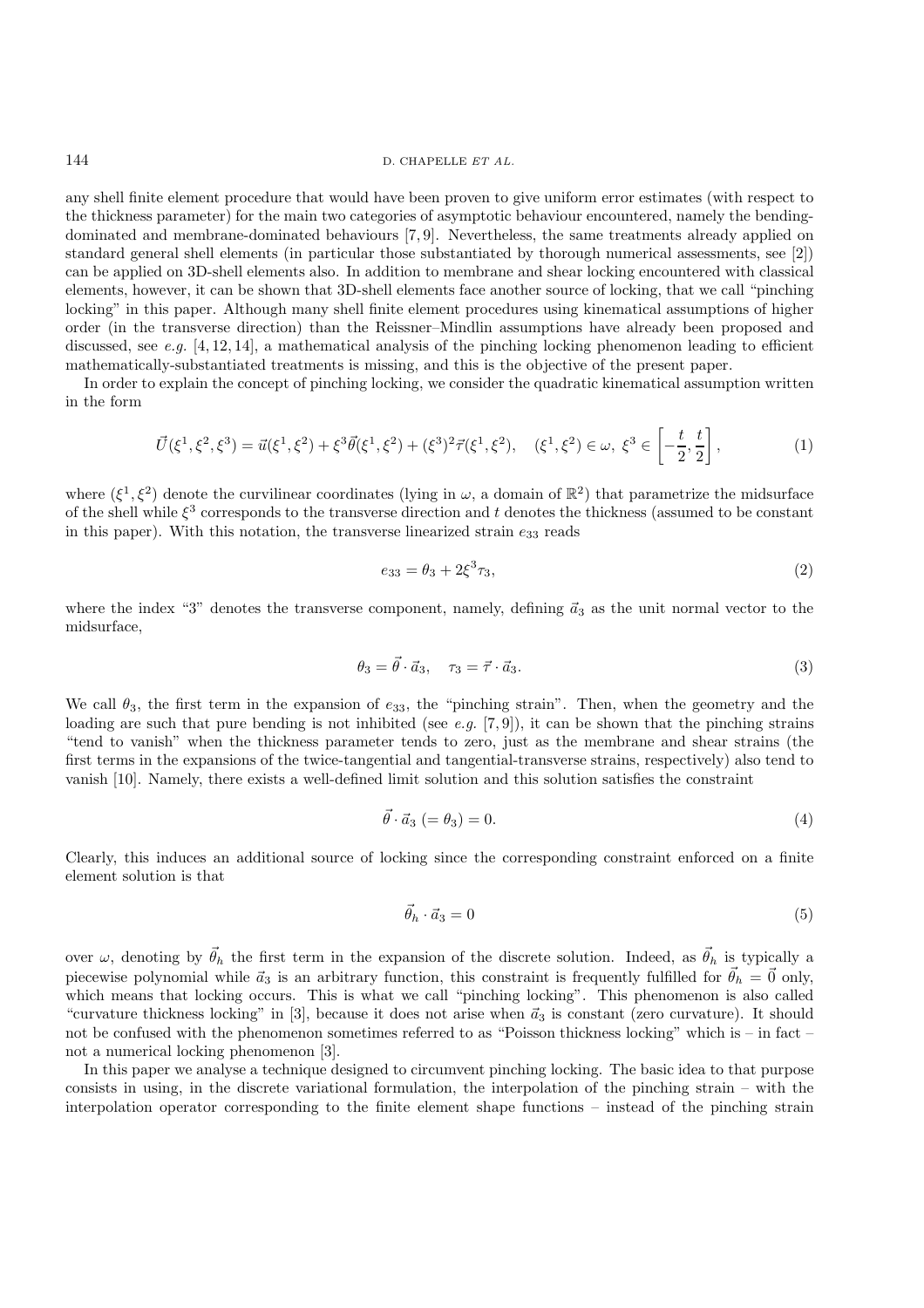any shell finite element procedure that would have been proven to give uniform error estimates (with respect to the thickness parameter) for the main two categories of asymptotic behaviour encountered, namely the bending-dominated and membrane-dominated behaviours [7, 9]. Nevertheless, the same treatments already applied on standard general shell elements (in particular those substantiated by thorough numerical assessments, see [2]) can be applied on 3D-shell elements also. In addition to membrane and shear locking encountered with classical elements, however, it can be shown that 3D-shell elements face another source of locking, that we call "pinching locking" in this paper. Although many shell finite element procedures using kinematical assumptions of higher order (in the transverse direction) than the Reissner–Mindlin assumptions have already been proposed and discussed, see *e.g.* [4, 12, 14], a mathematical analysis of the pinching locking phenomenon leading to efficient mathematically-substantiated treatments is missing, and this is the objective of the present paper.

In order to explain the concept of pinching locking, we consider the quadratic kinematical assumption written in the form

$$\vec{U}(\xi^1, \xi^2, \xi^3) = \vec{u}(\xi^1, \xi^2) + \xi^3 \vec{\theta}(\xi^1, \xi^2) + (\xi^3)^2 \vec{\tau}(\xi^1, \xi^2), \quad (\xi^1, \xi^2) \in \omega, \ \xi^3 \in \left[-\frac{t}{2}, \frac{t}{2}\right], \tag{1}$$

where $(\xi^1, \xi^2)$ denote the curvilinear coordinates (lying in $\omega$, a domain of $\mathbb{R}^2$) that parametrize the midsurface of the shell while $\xi^3$ corresponds to the transverse direction and $t$ denotes the thickness (assumed to be constant in this paper). With this notation, the transverse linearized strain $e_{33}$ reads

$$e_{33} = \theta_3 + 2\xi^3 \tau_3, \tag{2}$$

where the index "3" denotes the transverse component, namely, defining $\vec{a}_3$ as the unit normal vector to the midsurface,

$$\theta_3 = \vec{\theta} \cdot \vec{a}_3, \quad \tau_3 = \vec{\tau} \cdot \vec{a}_3. \tag{3}$$

We call $\theta_3$, the first term in the expansion of $e_{33}$, the "pinching strain". Then, when the geometry and the loading are such that pure bending is not inhibited (see *e.g.* [7, 9]), it can be shown that the pinching strains "tend to vanish" when the thickness parameter tends to zero, just as the membrane and shear strains (the first terms in the expansions of the twice-tangential and tangential-transverse strains, respectively) also tend to vanish [10]. Namely, there exists a well-defined limit solution and this solution satisfies the constraint

$$\vec{\theta} \cdot \vec{a}_3 \ (= \theta_3) = 0. \tag{4}$$

Clearly, this induces an additional source of locking since the corresponding constraint enforced on a finite element solution is that

$$\vec{\theta}_h \cdot \vec{a}_3 = 0 \tag{5}$$

over $\omega$, denoting by $\vec{\theta}_h$ the first term in the expansion of the discrete solution. Indeed, as $\vec{\theta}_h$ is typically a piecewise polynomial while $\vec{a}_3$ is an arbitrary function, this constraint is frequently fulfilled for $\vec{\theta}_h = \vec{0}$ only, which means that locking occurs. This is what we call "pinching locking". This phenomenon is also called "curvature thickness locking" in [3], because it does not arise when $\vec{a}_3$ is constant (zero curvature). It should not be confused with the phenomenon sometimes referred to as "Poisson thickness locking" which is – in fact – not a numerical locking phenomenon [3].

In this paper we analyse a technique designed to circumvent pinching locking. The basic idea to that purpose consists in using, in the discrete variational formulation, the interpolation of the pinching strain – with the interpolation operator corresponding to the finite element shape functions – instead of the pinching strain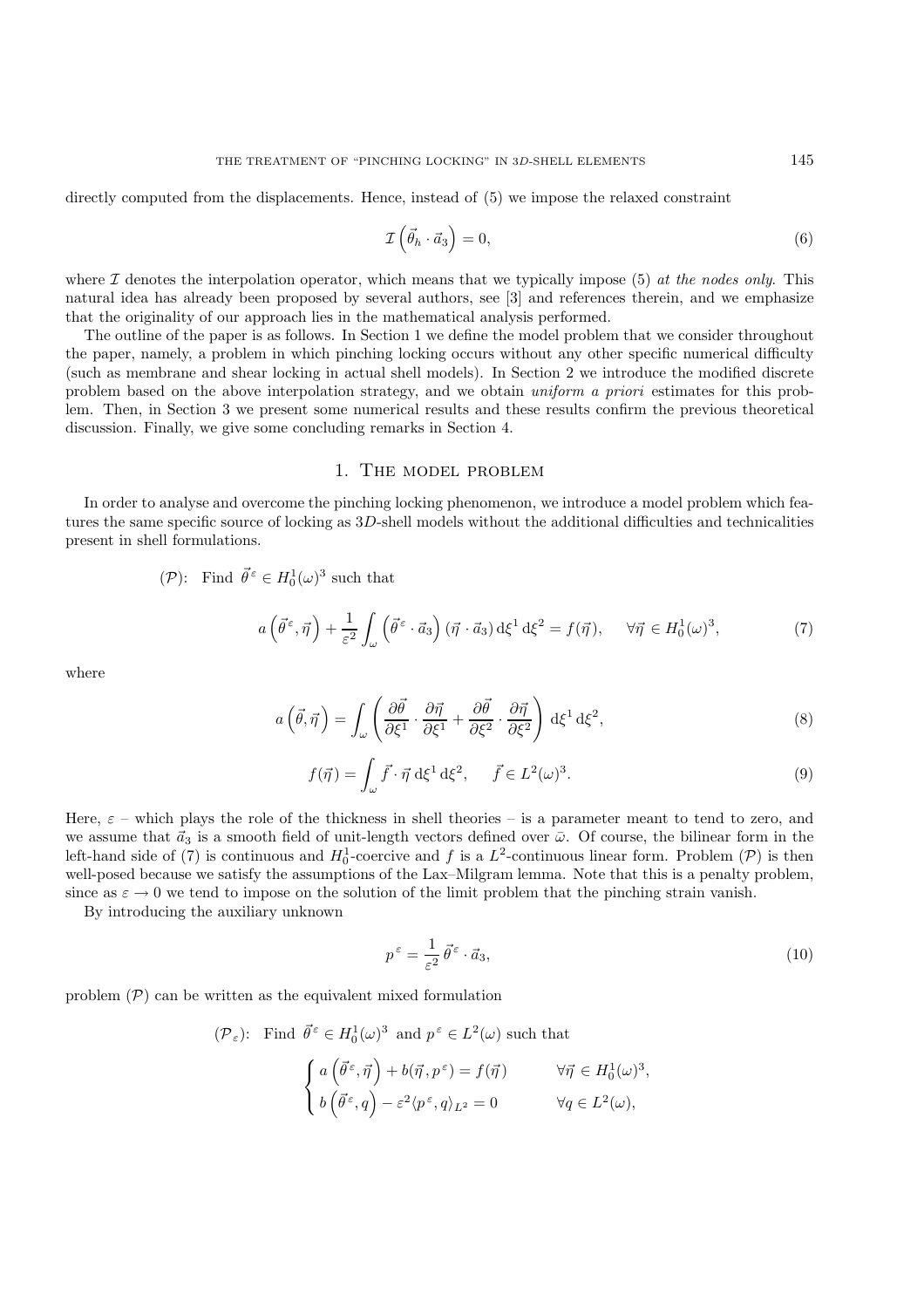directly computed from the displacements. Hence, instead of (5) we impose the relaxed constraint

$$\mathcal{I}\left(\vec{\theta}_h \cdot \vec{a}_3\right) = 0, \tag{6}$$

where $\mathcal{I}$ denotes the interpolation operator, which means that we typically impose (5) *at the nodes only*. This natural idea has already been proposed by several authors, see [3] and references therein, and we emphasize that the originality of our approach lies in the mathematical analysis performed.

The outline of the paper is as follows. In Section 1 we define the model problem that we consider throughout the paper, namely, a problem in which pinching locking occurs without any other specific numerical difficulty (such as membrane and shear locking in actual shell models). In Section 2 we introduce the modified discrete problem based on the above interpolation strategy, and we obtain *uniform a priori* estimates for this problem. Then, in Section 3 we present some numerical results and these results confirm the previous theoretical discussion. Finally, we give some concluding remarks in Section 4.

## 1. The model problem

In order to analyse and overcome the pinching locking phenomenon, we introduce a model problem which features the same specific source of locking as 3$D$-shell models without the additional difficulties and technicalities present in shell formulations.

$(\mathcal{P})$: Find $\vec{\theta}^{\,\varepsilon} \in H_0^1(\omega)^3$ such that

$$a\left(\vec{\theta}^{\,\varepsilon}, \vec{\eta}\right) + \frac{1}{\varepsilon^2}\int_\omega \left(\vec{\theta}^{\,\varepsilon} \cdot \vec{a}_3\right)(\vec{\eta} \cdot \vec{a}_3)\,\mathrm{d}\xi^1\,\mathrm{d}\xi^2 = f(\vec{\eta}), \qquad \forall \vec{\eta} \in H_0^1(\omega)^3, \tag{7}$$

where

$$a\left(\vec{\theta}, \vec{\eta}\right) = \int_\omega \left(\frac{\partial \vec{\theta}}{\partial \xi^1} \cdot \frac{\partial \vec{\eta}}{\partial \xi^1} + \frac{\partial \vec{\theta}}{\partial \xi^2} \cdot \frac{\partial \vec{\eta}}{\partial \xi^2}\right)\mathrm{d}\xi^1\,\mathrm{d}\xi^2, \tag{8}$$

$$f(\vec{\eta}) = \int_\omega \vec{f} \cdot \vec{\eta}\,\mathrm{d}\xi^1\,\mathrm{d}\xi^2, \qquad \vec{f} \in L^2(\omega)^3. \tag{9}$$

Here, $\varepsilon$ – which plays the role of the thickness in shell theories – is a parameter meant to tend to zero, and we assume that $\vec{a}_3$ is a smooth field of unit-length vectors defined over $\bar{\omega}$. Of course, the bilinear form in the left-hand side of (7) is continuous and $H_0^1$-coercive and $f$ is a $L^2$-continuous linear form. Problem $(\mathcal{P})$ is then well-posed because we satisfy the assumptions of the Lax–Milgram lemma. Note that this is a penalty problem, since as $\varepsilon \to 0$ we tend to impose on the solution of the limit problem that the pinching strain vanish.

By introducing the auxiliary unknown

$$p^{\varepsilon} = \frac{1}{\varepsilon^2}\,\vec{\theta}^{\,\varepsilon} \cdot \vec{a}_3, \tag{10}$$

problem $(\mathcal{P})$ can be written as the equivalent mixed formulation

$(\mathcal{P}_\varepsilon)$: Find $\vec{\theta}^{\,\varepsilon} \in H_0^1(\omega)^3$ and $p^{\varepsilon} \in L^2(\omega)$ such that

$$\begin{cases} a\left(\vec{\theta}^{\,\varepsilon}, \vec{\eta}\right) + b(\vec{\eta}, p^{\varepsilon}) = f(\vec{\eta}) & \forall \vec{\eta} \in H_0^1(\omega)^3, \\ b\left(\vec{\theta}^{\,\varepsilon}, q\right) - \varepsilon^2 \langle p^{\varepsilon}, q \rangle_{L^2} = 0 & \forall q \in L^2(\omega), \end{cases}$$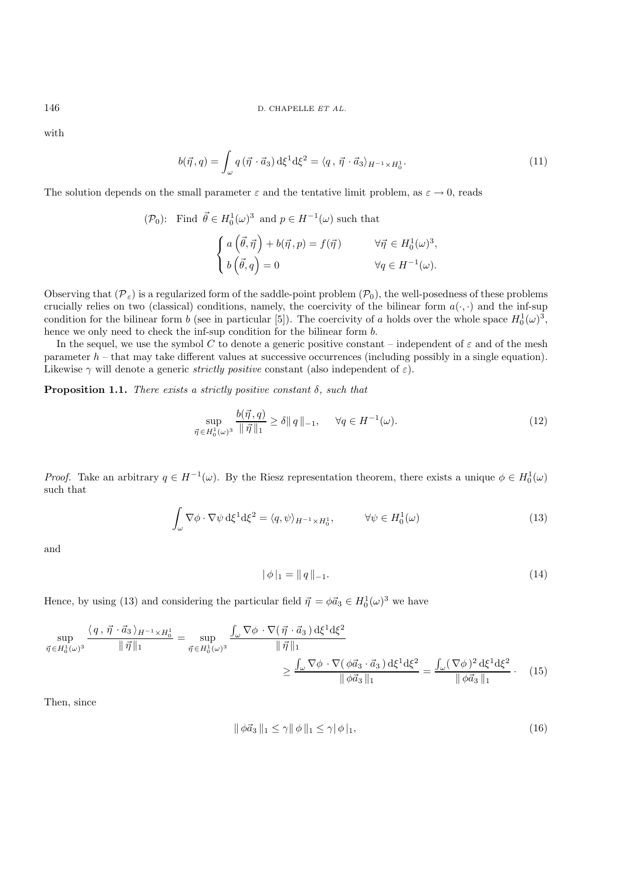with

$$b(\vec{\eta}, q) = \int_{\omega} q \, (\vec{\eta} \cdot \vec{a}_3) \, \mathrm{d}\xi^1 \mathrm{d}\xi^2 = \langle q \, , \, \vec{\eta} \cdot \vec{a}_3 \rangle_{H^{-1} \times H_0^1}. \tag{11}$$

The solution depends on the small parameter $\varepsilon$ and the tentative limit problem, as $\varepsilon \to 0$, reads

$(\mathcal{P}_0)$: Find $\vec{\theta} \in H_0^1(\omega)^3$ and $p \in H^{-1}(\omega)$ such that

$$\begin{cases} a\left(\vec{\theta}, \vec{\eta}\right) + b(\vec{\eta}, p) = f(\vec{\eta}) & \forall \vec{\eta} \in H_0^1(\omega)^3, \\ b\left(\vec{\theta}, q\right) = 0 & \forall q \in H^{-1}(\omega). \end{cases}$$

Observing that $(\mathcal{P}_\varepsilon)$ is a regularized form of the saddle-point problem $(\mathcal{P}_0)$, the well-posedness of these problems crucially relies on two (classical) conditions, namely, the coercivity of the bilinear form $a(\cdot, \cdot)$ and the inf-sup condition for the bilinear form $b$ (see in particular [5]). The coercivity of $a$ holds over the whole space $H_0^1(\omega)^3$, hence we only need to check the inf-sup condition for the bilinear form $b$.

In the sequel, we use the symbol $C$ to denote a generic positive constant – independent of $\varepsilon$ and of the mesh parameter $h$ – that may take different values at successive occurrences (including possibly in a single equation). Likewise $\gamma$ will denote a generic *strictly positive* constant (also independent of $\varepsilon$).

**Proposition 1.1.** *There exists a strictly positive constant $\delta$, such that*

$$\sup_{\vec{\eta} \in H_0^1(\omega)^3} \frac{b(\vec{\eta}, q)}{\| \vec{\eta} \|_1} \geq \delta \| q \|_{-1}, \quad \forall q \in H^{-1}(\omega). \tag{12}$$

*Proof.* Take an arbitrary $q \in H^{-1}(\omega)$. By the Riesz representation theorem, there exists a unique $\phi \in H_0^1(\omega)$ such that

$$\int_{\omega} \nabla \phi \cdot \nabla \psi \, \mathrm{d}\xi^1 \mathrm{d}\xi^2 = \langle q, \psi \rangle_{H^{-1} \times H_0^1}, \qquad \forall \psi \in H_0^1(\omega) \tag{13}$$

and

$$| \phi |_1 = \| q \|_{-1}. \tag{14}$$

Hence, by using (13) and considering the particular field $\vec{\eta} = \phi \vec{a}_3 \in H_0^1(\omega)^3$ we have

$$\sup_{\vec{\eta} \in H_0^1(\omega)^3} \frac{\langle q \, , \, \vec{\eta} \cdot \vec{a}_3 \rangle_{H^{-1} \times H_0^1}}{\| \vec{\eta} \|_1} = \sup_{\vec{\eta} \in H_0^1(\omega)^3} \frac{\int_{\omega} \nabla \phi \cdot \nabla (\, \vec{\eta} \cdot \vec{a}_3 \,) \, \mathrm{d}\xi^1 \mathrm{d}\xi^2}{\| \vec{\eta} \|_1} \geq \frac{\int_{\omega} \nabla \phi \cdot \nabla (\, \phi \vec{a}_3 \cdot \vec{a}_3 \,) \, \mathrm{d}\xi^1 \mathrm{d}\xi^2}{\| \phi \vec{a}_3 \|_1} = \frac{\int_{\omega} (\, \nabla \phi \,)^2 \, \mathrm{d}\xi^1 \mathrm{d}\xi^2}{\| \phi \vec{a}_3 \|_1} \cdot \tag{15}$$

Then, since

$$\| \phi \vec{a}_3 \|_1 \leq \gamma \| \phi \|_1 \leq \gamma | \phi |_1, \tag{16}$$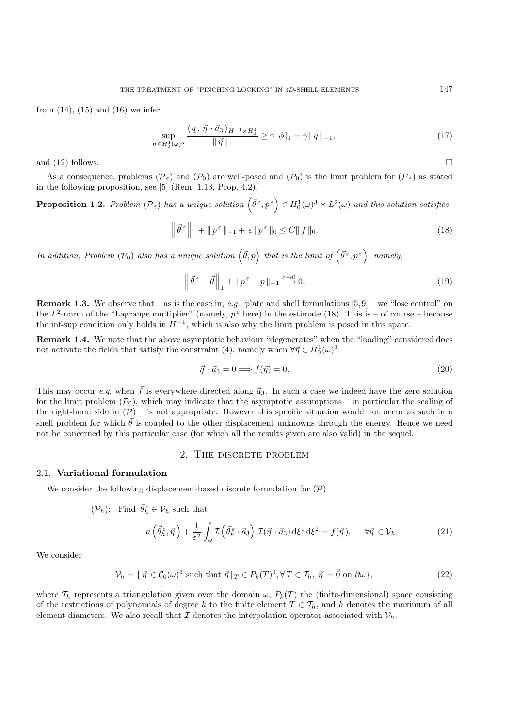from (14), (15) and (16) we infer

$$\sup_{\vec{\eta} \in H_0^1(\omega)^3} \frac{\langle q \,,\, \vec{\eta} \cdot \vec{a}_3 \rangle_{H^{-1} \times H_0^1}}{\| \vec{\eta} \|_1} \geq \gamma | \phi |_1 = \gamma \| q \|_{-1}, \tag{17}$$

and (12) follows. □

As a consequence, problems $(\mathcal{P}_\varepsilon)$ and $(\mathcal{P}_0)$ are well-posed and $(\mathcal{P}_0)$ is the limit problem for $(\mathcal{P}_\varepsilon)$ as stated in the following proposition, see [5] (Rem. 1.13, Prop. 4.2).

**Proposition 1.2.** *Problem $(\mathcal{P}_\varepsilon)$ has a unique solution $\left(\vec{\theta}^\varepsilon, p^\varepsilon\right) \in H_0^1(\omega)^3 \times L^2(\omega)$ and this solution satisfies*

$$\left\| \vec{\theta}^\varepsilon \right\|_1 + \| p^\varepsilon \|_{-1} + \varepsilon \| p^\varepsilon \|_0 \leq C \| f \|_0. \tag{18}$$

*In addition, Problem $(\mathcal{P}_0)$ also has a unique solution $\left(\vec{\theta}, p\right)$ that is the limit of $\left(\vec{\theta}^\varepsilon, p^\varepsilon\right)$, namely,*

$$\left\| \vec{\theta}^\varepsilon - \vec{\theta} \right\|_1 + \| p^\varepsilon - p \|_{-1} \xrightarrow{\varepsilon \to 0} 0. \tag{19}$$

**Remark 1.3.** We observe that – as is the case in, *e.g.*, plate and shell formulations [5,9] – we "lose control" on the $L^2$-norm of the "Lagrange multiplier" (namely, $p^\varepsilon$ here) in the estimate (18). This is – of course – because the inf-sup condition only holds in $H^{-1}$, which is also why the limit problem is posed in this space.

**Remark 1.4.** We note that the above asymptotic behaviour "degenerates" when the "loading" considered does not activate the fields that satisfy the constraint (4), namely when $\forall \vec{\eta} \in H_0^1(\omega)^3$

$$\vec{\eta} \cdot \vec{a}_3 = 0 \Longrightarrow f(\vec{\eta}) = 0. \tag{20}$$

This may occur *e.g.* when $\vec{f}$ is everywhere directed along $\vec{a}_3$. In such a case we indeed have the zero solution for the limit problem $(\mathcal{P}_0)$, which may indicate that the asymptotic assumptions – in particular the scaling of the right-hand side in $(\mathcal{P})$ – is not appropriate. However this specific situation would not occur as such in a shell problem for which $\vec{\theta}$ is coupled to the other displacement unknowns through the energy. Hence we need not be concerned by this particular case (for which all the results given are also valid) in the sequel.

## 2. The discrete problem

### 2.1. Variational formulation

We consider the following displacement-based discrete formulation for $(\mathcal{P})$

$(\mathcal{P}_h)$: Find $\vec{\theta}_h^\varepsilon \in \mathcal{V}_h$ such that

$$a\left(\vec{\theta}_h^\varepsilon, \vec{\eta}\right) + \frac{1}{\varepsilon^2} \int_\omega \mathcal{I}\left(\vec{\theta}_h^\varepsilon \cdot \vec{a}_3\right) \mathcal{I}(\vec{\eta} \cdot \vec{a}_3) \, \mathrm{d}\xi^1 \, \mathrm{d}\xi^2 = f(\vec{\eta}), \qquad \forall \vec{\eta} \in \mathcal{V}_h. \tag{21}$$

We consider

$$\mathcal{V}_h = \{ \vec{\eta} \in \mathcal{C}_0(\omega)^3 \text{ such that } \vec{\eta}\,|_T \in P_k(T)^3, \forall T \in \mathcal{T}_h, \; \vec{\eta} = \vec{0} \text{ on } \partial\omega \}, \tag{22}$$

where $\mathcal{T}_h$ represents a triangulation given over the domain $\omega$, $P_k(T)$ the (finite-dimensional) space consisting of the restrictions of polynomials of degree $k$ to the finite element $T \in \mathcal{T}_h$, and $h$ denotes the maximum of all element diameters. We also recall that $\mathcal{I}$ denotes the interpolation operator associated with $\mathcal{V}_h$.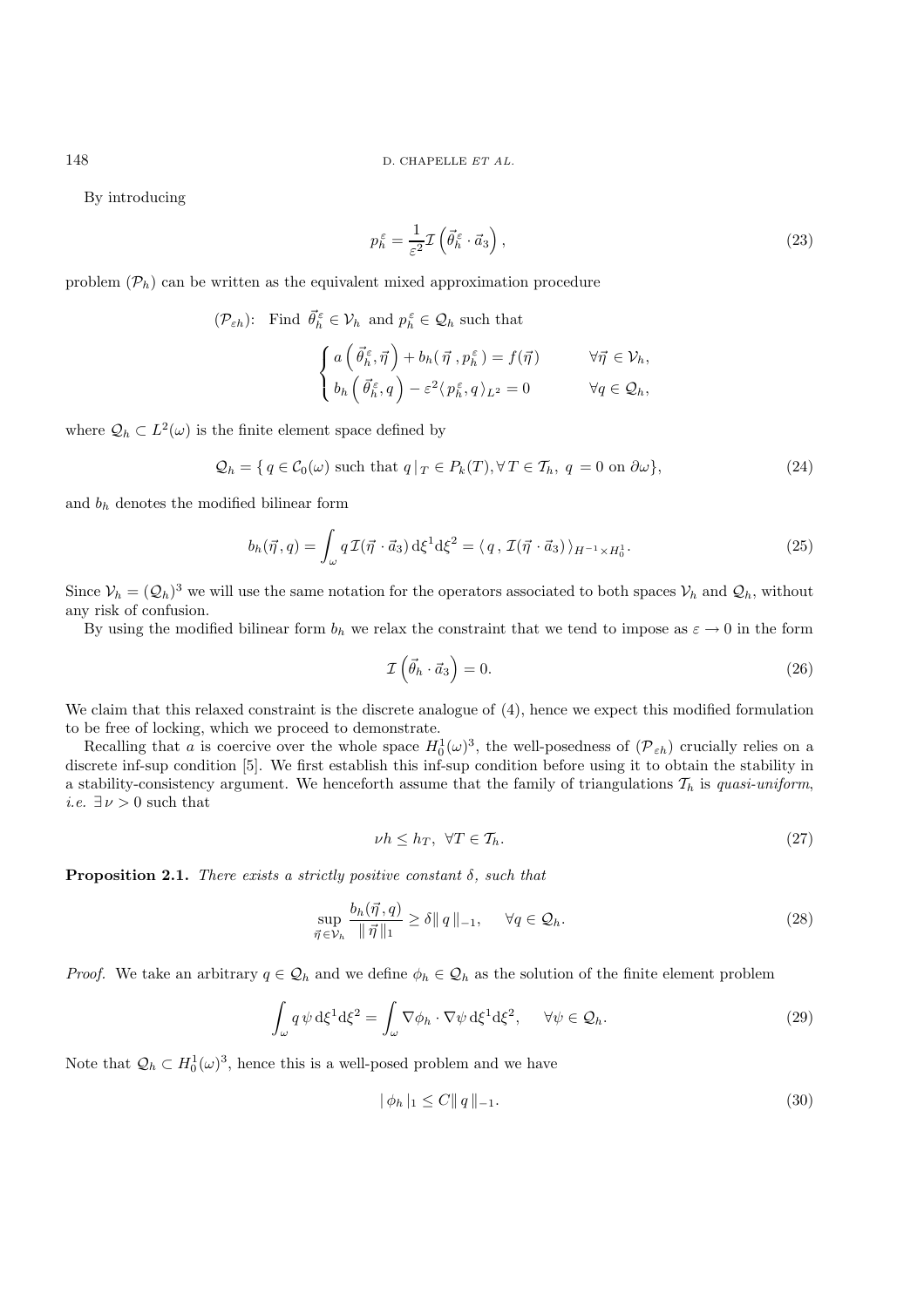By introducing

$$p_h^\varepsilon = \frac{1}{\varepsilon^2}\mathcal{I}\left(\vec{\theta}_h^\varepsilon \cdot \vec{a}_3\right), \tag{23}$$

problem $(\mathcal{P}_h)$ can be written as the equivalent mixed approximation procedure

$(\mathcal{P}_{\varepsilon h})$: Find $\vec{\theta}_h^\varepsilon \in \mathcal{V}_h$ and $p_h^\varepsilon \in \mathcal{Q}_h$ such that

$$\begin{cases} a\left(\vec{\theta}_h^\varepsilon, \vec{\eta}\right) + b_h(\vec{\eta}\,, p_h^\varepsilon) = f(\vec{\eta}) & \forall \vec{\eta} \in \mathcal{V}_h, \\ b_h\left(\vec{\theta}_h^\varepsilon, q\right) - \varepsilon^2 \langle p_h^\varepsilon, q\rangle_{L^2} = 0 & \forall q \in \mathcal{Q}_h, \end{cases}$$

where $\mathcal{Q}_h \subset L^2(\omega)$ is the finite element space defined by

$$\mathcal{Q}_h = \{\, q \in \mathcal{C}_0(\omega) \text{ such that } q\,|_T \in P_k(T), \forall\, T \in \mathcal{T}_h,\; q\, = 0 \text{ on } \partial\omega\}, \tag{24}$$

and $b_h$ denotes the modified bilinear form

$$b_h(\vec{\eta}, q) = \int_\omega q\,\mathcal{I}(\vec{\eta} \cdot \vec{a}_3)\,\mathrm{d}\xi^1\mathrm{d}\xi^2 = \langle\, q\,,\, \mathcal{I}(\vec{\eta} \cdot \vec{a}_3)\,\rangle_{H^{-1}\times H_0^1}. \tag{25}$$

Since $\mathcal{V}_h = (\mathcal{Q}_h)^3$ we will use the same notation for the operators associated to both spaces $\mathcal{V}_h$ and $\mathcal{Q}_h$, without any risk of confusion.

By using the modified bilinear form $b_h$ we relax the constraint that we tend to impose as $\varepsilon \to 0$ in the form

$$\mathcal{I}\left(\vec{\theta}_h \cdot \vec{a}_3\right) = 0. \tag{26}$$

We claim that this relaxed constraint is the discrete analogue of (4), hence we expect this modified formulation to be free of locking, which we proceed to demonstrate.

Recalling that $a$ is coercive over the whole space $H_0^1(\omega)^3$, the well-posedness of $(\mathcal{P}_{\varepsilon h})$ crucially relies on a discrete inf-sup condition [5]. We first establish this inf-sup condition before using it to obtain the stability in a stability-consistency argument. We henceforth assume that the family of triangulations $\mathcal{T}_h$ is *quasi-uniform*, *i.e.* $\exists \nu > 0$ such that

$$\nu h \leq h_T, \;\; \forall T \in \mathcal{T}_h. \tag{27}$$

**Proposition 2.1.** *There exists a strictly positive constant $\delta$, such that*

$$\sup_{\vec{\eta} \in \mathcal{V}_h} \frac{b_h(\vec{\eta}, q)}{\|\,\vec{\eta}\,\|_1} \geq \delta \|\, q\,\|_{-1}, \quad\;\; \forall q \in \mathcal{Q}_h. \tag{28}$$

*Proof.* We take an arbitrary $q \in \mathcal{Q}_h$ and we define $\phi_h \in \mathcal{Q}_h$ as the solution of the finite element problem

$$\int_\omega q\,\psi\,\mathrm{d}\xi^1\mathrm{d}\xi^2 = \int_\omega \nabla\phi_h \cdot \nabla\psi\,\mathrm{d}\xi^1\mathrm{d}\xi^2, \quad\;\; \forall \psi \in \mathcal{Q}_h. \tag{29}$$

Note that $\mathcal{Q}_h \subset H_0^1(\omega)^3$, hence this is a well-posed problem and we have

$$|\,\phi_h\,|_1 \leq C\|\, q\,\|_{-1}. \tag{30}$$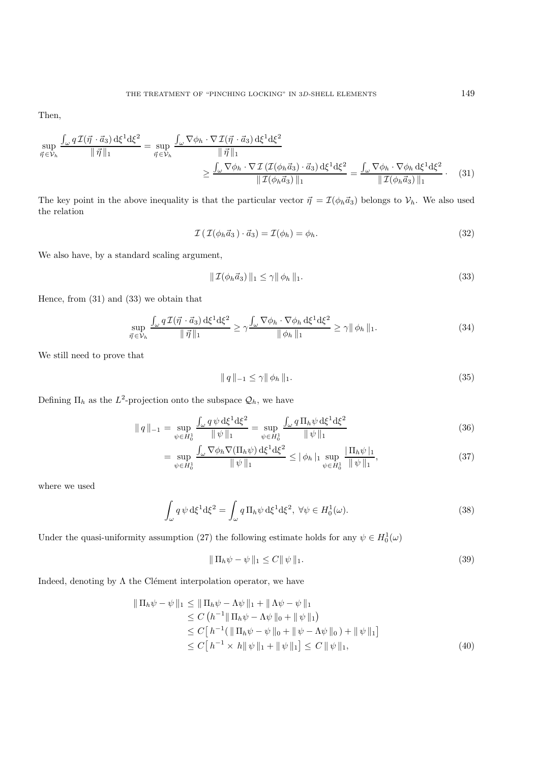Then,

$$\sup_{\vec{\eta}\in\mathcal{V}_h} \frac{\int_\omega q\,\mathcal{I}(\vec{\eta}\cdot\vec{a}_3)\,\mathrm{d}\xi^1\mathrm{d}\xi^2}{\|\,\vec{\eta}\,\|_1} = \sup_{\vec{\eta}\in\mathcal{V}_h} \frac{\int_\omega \nabla\phi_h\cdot\nabla\mathcal{I}(\vec{\eta}\cdot\vec{a}_3)\,\mathrm{d}\xi^1\mathrm{d}\xi^2}{\|\,\vec{\eta}\,\|_1}$$
$$\geq \frac{\int_\omega \nabla\phi_h\cdot\nabla\,\mathcal{I}\left(\mathcal{I}(\phi_h\vec{a}_3)\cdot\vec{a}_3\right)\mathrm{d}\xi^1\mathrm{d}\xi^2}{\|\,\mathcal{I}(\phi_h\vec{a}_3)\,\|_1} = \frac{\int_\omega \nabla\phi_h\cdot\nabla\phi_h\,\mathrm{d}\xi^1\mathrm{d}\xi^2}{\|\,\mathcal{I}(\phi_h\vec{a}_3)\,\|_1}\cdot \tag{31}$$

The key point in the above inequality is that the particular vector $\vec{\eta} = \mathcal{I}(\phi_h\vec{a}_3)$ belongs to $\mathcal{V}_h$. We also used the relation

$$\mathcal{I}\left(\,\mathcal{I}(\phi_h\vec{a}_3\,)\cdot\vec{a}_3\right) = \mathcal{I}(\phi_h) = \phi_h. \tag{32}$$

We also have, by a standard scaling argument,

$$\|\,\mathcal{I}(\phi_h\vec{a}_3)\,\|_1 \leq \gamma\|\,\phi_h\,\|_1. \tag{33}$$

Hence, from (31) and (33) we obtain that

$$\sup_{\vec{\eta}\in\mathcal{V}_h} \frac{\int_\omega q\,\mathcal{I}(\vec{\eta}\cdot\vec{a}_3)\,\mathrm{d}\xi^1\mathrm{d}\xi^2}{\|\,\vec{\eta}\,\|_1} \geq \gamma\frac{\int_\omega \nabla\phi_h\cdot\nabla\phi_h\,\mathrm{d}\xi^1\mathrm{d}\xi^2}{\|\,\phi_h\,\|_1} \geq \gamma\|\,\phi_h\,\|_1. \tag{34}$$

We still need to prove that

$$\|\,q\,\|_{-1} \leq \gamma\|\,\phi_h\,\|_1. \tag{35}$$

Defining $\Pi_h$ as the $L^2$-projection onto the subspace $\mathcal{Q}_h$, we have

$$\|\,q\,\|_{-1} = \sup_{\psi\in H_0^1} \frac{\int_\omega q\,\psi\,\mathrm{d}\xi^1\mathrm{d}\xi^2}{\|\,\psi\,\|_1} = \sup_{\psi\in H_0^1} \frac{\int_\omega q\,\Pi_h\psi\,\mathrm{d}\xi^1\mathrm{d}\xi^2}{\|\,\psi\,\|_1} \tag{36}$$

$$= \sup_{\psi\in H_0^1} \frac{\int_\omega \nabla\phi_h\nabla(\Pi_h\psi)\,\mathrm{d}\xi^1\mathrm{d}\xi^2}{\|\,\psi\,\|_1} \leq |\,\phi_h\,|_1 \sup_{\psi\in H_0^1} \frac{|\,\Pi_h\psi\,|_1}{\|\,\psi\,\|_1}, \tag{37}$$

where we used

$$\int_\omega q\,\psi\,\mathrm{d}\xi^1\mathrm{d}\xi^2 = \int_\omega q\,\Pi_h\psi\,\mathrm{d}\xi^1\mathrm{d}\xi^2,\ \forall\psi\in H_0^1(\omega). \tag{38}$$

Under the quasi-uniformity assumption (27) the following estimate holds for any $\psi\in H_0^1(\omega)$

$$\|\,\Pi_h\psi - \psi\,\|_1 \leq C\|\,\psi\,\|_1. \tag{39}$$

Indeed, denoting by $\Lambda$ the Clément interpolation operator, we have

$$\begin{aligned}
\|\,\Pi_h\psi - \psi\,\|_1 &\leq \|\,\Pi_h\psi - \Lambda\psi\,\|_1 + \|\,\Lambda\psi - \psi\,\|_1 \\
&\leq C\left(h^{-1}\|\,\Pi_h\psi - \Lambda\psi\,\|_0 + \|\,\psi\,\|_1\right) \\
&\leq C\left[\,h^{-1}(\,\|\,\Pi_h\psi - \psi\,\|_0 + \|\,\psi - \Lambda\psi\,\|_0\,) + \|\,\psi\,\|_1\right] \\
&\leq C\left[\,h^{-1}\times\,h\|\,\psi\,\|_1 + \|\,\psi\,\|_1\right] \leq C\,\|\,\psi\,\|_1,
\end{aligned} \tag{40}$$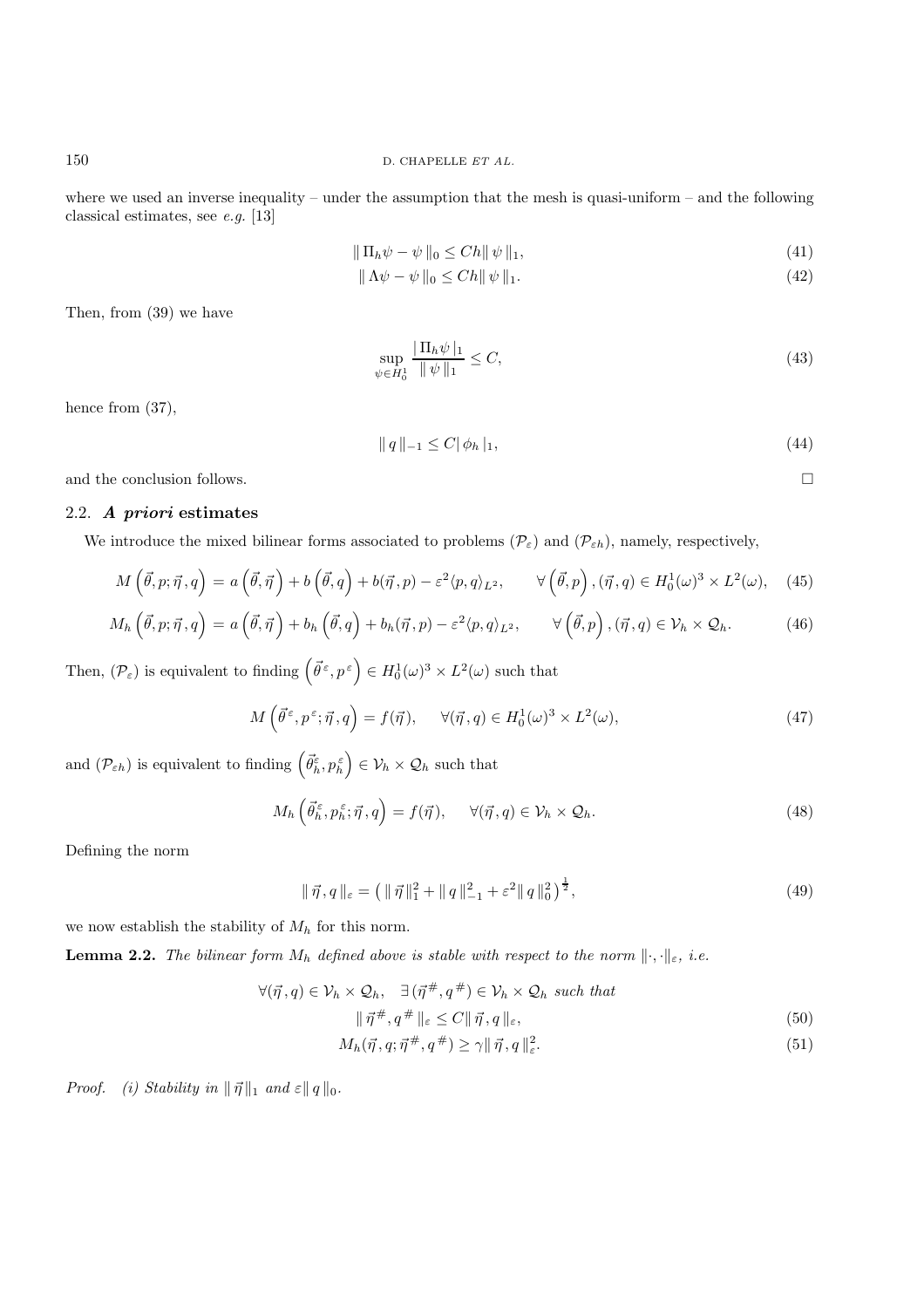where we used an inverse inequality – under the assumption that the mesh is quasi-uniform – and the following classical estimates, see *e.g.* [13]

$$\| \Pi_h \psi - \psi \|_0 \leq Ch \| \psi \|_1, \tag{41}$$

$$\| \Lambda \psi - \psi \|_0 \leq Ch \| \psi \|_1. \tag{42}$$

Then, from (39) we have

$$\sup_{\psi \in H_0^1} \frac{| \Pi_h \psi |_1}{\| \psi \|_1} \leq C, \tag{43}$$

hence from (37),

$$\| q \|_{-1} \leq C | \phi_h |_1, \tag{44}$$

and the conclusion follows. □

### 2.2. *A priori* estimates

We introduce the mixed bilinear forms associated to problems $(\mathcal{P}_\varepsilon)$ and $(\mathcal{P}_{\varepsilon h})$, namely, respectively,

$$M\left(\vec{\theta}, p; \vec{\eta}, q\right) = a\left(\vec{\theta}, \vec{\eta}\right) + b\left(\vec{\theta}, q\right) + b(\vec{\eta}, p) - \varepsilon^2 \langle p, q \rangle_{L^2}, \qquad \forall \left(\vec{\theta}, p\right), (\vec{\eta}, q) \in H_0^1(\omega)^3 \times L^2(\omega), \tag{45}$$

$$M_h\left(\vec{\theta}, p; \vec{\eta}, q\right) = a\left(\vec{\theta}, \vec{\eta}\right) + b_h\left(\vec{\theta}, q\right) + b_h(\vec{\eta}, p) - \varepsilon^2 \langle p, q \rangle_{L^2}, \qquad \forall \left(\vec{\theta}, p\right), (\vec{\eta}, q) \in \mathcal{V}_h \times \mathcal{Q}_h. \tag{46}$$

Then, $(\mathcal{P}_\varepsilon)$ is equivalent to finding $\left(\vec{\theta}^{\,\varepsilon}, p^{\varepsilon}\right) \in H_0^1(\omega)^3 \times L^2(\omega)$ such that

$$M\left(\vec{\theta}^{\,\varepsilon}, p^{\varepsilon}; \vec{\eta}, q\right) = f(\vec{\eta}), \qquad \forall (\vec{\eta}, q) \in H_0^1(\omega)^3 \times L^2(\omega), \tag{47}$$

and $(\mathcal{P}_{\varepsilon h})$ is equivalent to finding $\left(\vec{\theta}_h^{\varepsilon}, p_h^{\varepsilon}\right) \in \mathcal{V}_h \times \mathcal{Q}_h$ such that

$$M_h\left(\vec{\theta}_h^{\varepsilon}, p_h^{\varepsilon}; \vec{\eta}, q\right) = f(\vec{\eta}), \qquad \forall (\vec{\eta}, q) \in \mathcal{V}_h \times \mathcal{Q}_h. \tag{48}$$

Defining the norm

$$\| \vec{\eta}, q \|_\varepsilon = \left( \| \vec{\eta} \|_1^2 + \| q \|_{-1}^2 + \varepsilon^2 \| q \|_0^2 \right)^{\frac{1}{2}}, \tag{49}$$

we now establish the stability of $M_h$ for this norm.

**Lemma 2.2.** *The bilinear form $M_h$ defined above is stable with respect to the norm $\|\cdot,\cdot\|_\varepsilon$, i.e.*

$$\forall (\vec{\eta}, q) \in \mathcal{V}_h \times \mathcal{Q}_h, \quad \exists \, (\vec{\eta}^{\,\#}, q^{\#}) \in \mathcal{V}_h \times \mathcal{Q}_h \text{ such that}$$

$$\| \vec{\eta}^{\,\#}, q^{\#} \|_\varepsilon \leq C \| \vec{\eta}, q \|_\varepsilon, \tag{50}$$

$$M_h(\vec{\eta}, q; \vec{\eta}^{\,\#}, q^{\#}) \geq \gamma \| \vec{\eta}, q \|_\varepsilon^2. \tag{51}$$

*Proof.* *(i) Stability in $\| \vec{\eta} \|_1$ and $\varepsilon \| q \|_0$.*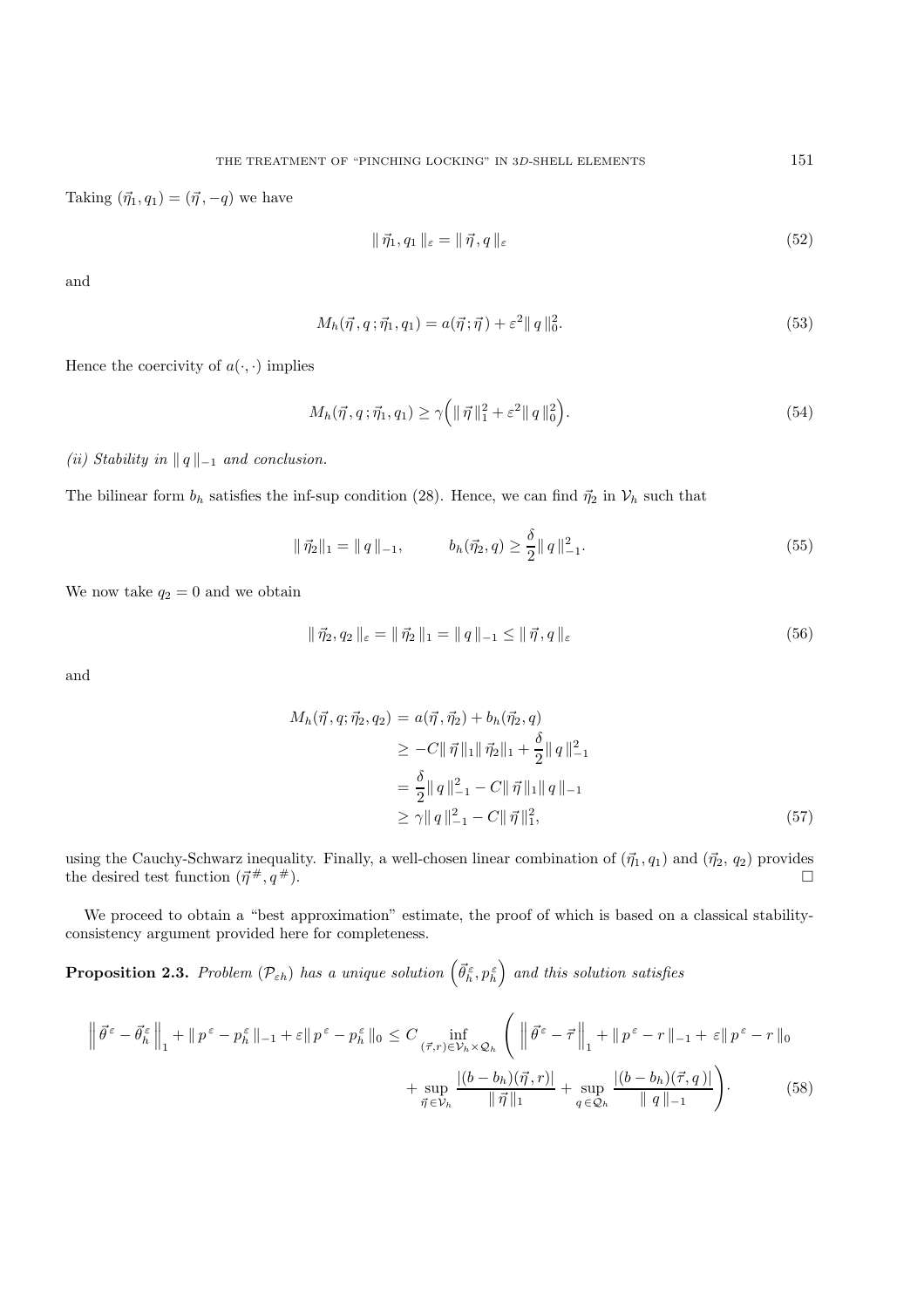Taking $(\vec{\eta}_1, q_1) = (\vec{\eta}, -q)$ we have

$$\| \vec{\eta}_1, q_1 \|_\varepsilon = \| \vec{\eta}, q \|_\varepsilon \tag{52}$$

and

$$M_h(\vec{\eta}, q ; \vec{\eta}_1, q_1) = a(\vec{\eta} ; \vec{\eta}) + \varepsilon^2 \| q \|_0^2. \tag{53}$$

Hence the coercivity of $a(\cdot, \cdot)$ implies

$$M_h(\vec{\eta}, q ; \vec{\eta}_1, q_1) \geq \gamma \Big( \| \vec{\eta} \|_1^2 + \varepsilon^2 \| q \|_0^2 \Big). \tag{54}$$

*(ii) Stability in $\| q \|_{-1}$ and conclusion.*

The bilinear form $b_h$ satisfies the inf-sup condition (28). Hence, we can find $\vec{\eta}_2$ in $\mathcal{V}_h$ such that

$$\| \vec{\eta}_2 \|_1 = \| q \|_{-1}, \qquad b_h(\vec{\eta}_2, q) \geq \frac{\delta}{2} \| q \|_{-1}^2. \tag{55}$$

We now take $q_2 = 0$ and we obtain

$$\| \vec{\eta}_2, q_2 \|_\varepsilon = \| \vec{\eta}_2 \|_1 = \| q \|_{-1} \leq \| \vec{\eta}, q \|_\varepsilon \tag{56}$$

and

$$\begin{aligned} M_h(\vec{\eta}, q; \vec{\eta}_2, q_2) &= a(\vec{\eta}, \vec{\eta}_2) + b_h(\vec{\eta}_2, q) \\ &\geq -C \| \vec{\eta} \|_1 \| \vec{\eta}_2 \|_1 + \frac{\delta}{2} \| q \|_{-1}^2 \\ &= \frac{\delta}{2} \| q \|_{-1}^2 - C \| \vec{\eta} \|_1 \| q \|_{-1} \\ &\geq \gamma \| q \|_{-1}^2 - C \| \vec{\eta} \|_1^2, \end{aligned} \tag{57}$$

using the Cauchy-Schwarz inequality. Finally, a well-chosen linear combination of $(\vec{\eta}_1, q_1)$ and $(\vec{\eta}_2, q_2)$ provides the desired test function $(\vec{\eta}^{\#}, q^{\#})$. □

We proceed to obtain a "best approximation" estimate, the proof of which is based on a classical stability-consistency argument provided here for completeness.

**Proposition 2.3.** *Problem $(\mathcal{P}_{\varepsilon h})$ has a unique solution $\left(\vec{\theta}_h^\varepsilon, p_h^\varepsilon\right)$ and this solution satisfies*

$$\begin{aligned} \left\| \vec{\theta}^\varepsilon - \vec{\theta}_h^\varepsilon \right\|_1 + \| p^\varepsilon - p_h^\varepsilon \|_{-1} + \varepsilon \| p^\varepsilon - p_h^\varepsilon \|_0 \leq C \inf_{(\vec{\tau}, r) \in \mathcal{V}_h \times \mathcal{Q}_h} \Bigg( & \left\| \vec{\theta}^\varepsilon - \vec{\tau} \right\|_1 + \| p^\varepsilon - r \|_{-1} + \varepsilon \| p^\varepsilon - r \|_0 \\ & + \sup_{\vec{\eta} \in \mathcal{V}_h} \frac{|(b - b_h)(\vec{\eta}, r)|}{\| \vec{\eta} \|_1} + \sup_{q \in \mathcal{Q}_h} \frac{|(b - b_h)(\vec{\tau}, q)|}{\| q \|_{-1}} \Bigg). \end{aligned} \tag{58}$$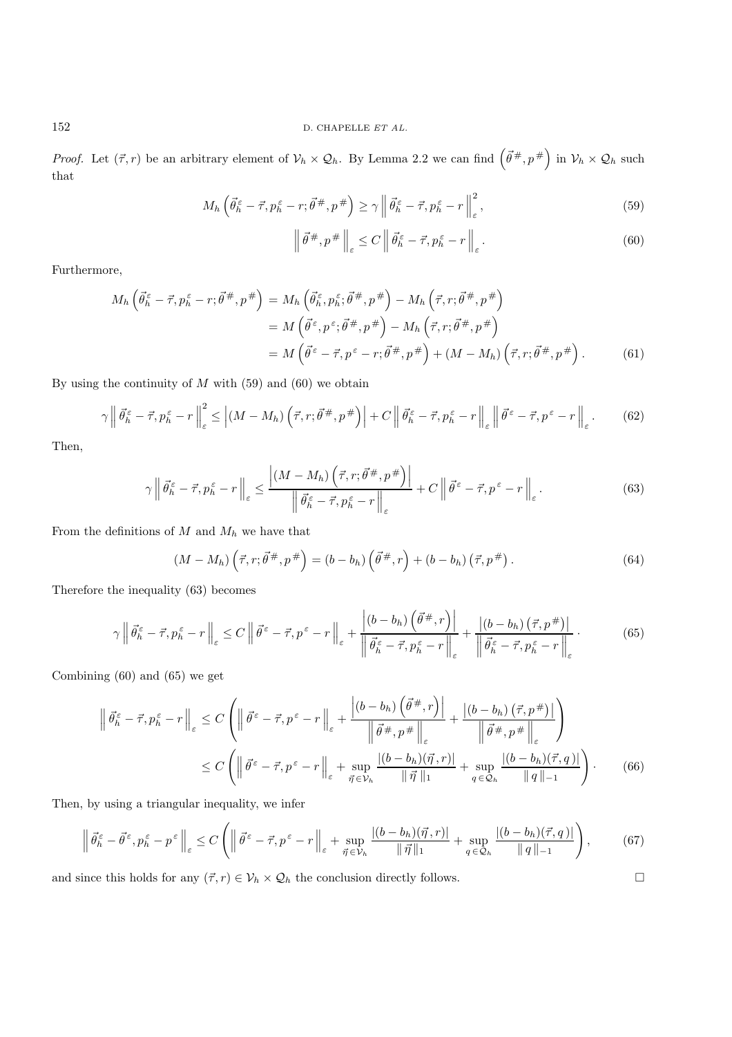*Proof.* Let $(\vec{\tau}, r)$ be an arbitrary element of $\mathcal{V}_h \times \mathcal{Q}_h$. By Lemma 2.2 we can find $\left(\vec{\theta}^{\,\#}, p^{\,\#}\right)$ in $\mathcal{V}_h \times \mathcal{Q}_h$ such that

$$M_h\left(\vec{\theta}_h^\varepsilon - \vec{\tau}, p_h^\varepsilon - r; \vec{\theta}^{\,\#}, p^{\,\#}\right) \geq \gamma \left\| \vec{\theta}_h^\varepsilon - \vec{\tau}, p_h^\varepsilon - r \right\|_\varepsilon^2, \tag{59}$$

$$\left\| \vec{\theta}^{\,\#}, p^{\,\#} \right\|_\varepsilon \leq C \left\| \vec{\theta}_h^\varepsilon - \vec{\tau}, p_h^\varepsilon - r \right\|_\varepsilon. \tag{60}$$

Furthermore,

$$\begin{aligned} M_h\left(\vec{\theta}_h^\varepsilon - \vec{\tau}, p_h^\varepsilon - r; \vec{\theta}^{\,\#}, p^{\,\#}\right) &= M_h\left(\vec{\theta}_h^\varepsilon, p_h^\varepsilon; \vec{\theta}^{\,\#}, p^{\,\#}\right) - M_h\left(\vec{\tau}, r; \vec{\theta}^{\,\#}, p^{\,\#}\right) \\ &= M\left(\vec{\theta}^{\,\varepsilon}, p^{\,\varepsilon}; \vec{\theta}^{\,\#}, p^{\,\#}\right) - M_h\left(\vec{\tau}, r; \vec{\theta}^{\,\#}, p^{\,\#}\right) \\ &= M\left(\vec{\theta}^{\,\varepsilon} - \vec{\tau}, p^{\,\varepsilon} - r; \vec{\theta}^{\,\#}, p^{\,\#}\right) + (M - M_h)\left(\vec{\tau}, r; \vec{\theta}^{\,\#}, p^{\,\#}\right). \end{aligned} \tag{61}$$

By using the continuity of $M$ with (59) and (60) we obtain

$$\gamma \left\| \vec{\theta}_h^\varepsilon - \vec{\tau}, p_h^\varepsilon - r \right\|_\varepsilon^2 \leq \left| (M - M_h)\left(\vec{\tau}, r; \vec{\theta}^{\,\#}, p^{\,\#}\right) \right| + C \left\| \vec{\theta}_h^\varepsilon - \vec{\tau}, p_h^\varepsilon - r \right\|_\varepsilon \left\| \vec{\theta}^{\,\varepsilon} - \vec{\tau}, p^{\,\varepsilon} - r \right\|_\varepsilon. \tag{62}$$

Then,

$$\gamma \left\| \vec{\theta}_h^\varepsilon - \vec{\tau}, p_h^\varepsilon - r \right\|_\varepsilon \leq \frac{\left| (M - M_h)\left(\vec{\tau}, r; \vec{\theta}^{\,\#}, p^{\,\#}\right) \right|}{\left\| \vec{\theta}_h^\varepsilon - \vec{\tau}, p_h^\varepsilon - r \right\|_\varepsilon} + C \left\| \vec{\theta}^{\,\varepsilon} - \vec{\tau}, p^{\,\varepsilon} - r \right\|_\varepsilon. \tag{63}$$

From the definitions of $M$ and $M_h$ we have that

$$(M - M_h)\left(\vec{\tau}, r; \vec{\theta}^{\,\#}, p^{\,\#}\right) = (b - b_h)\left(\vec{\theta}^{\,\#}, r\right) + (b - b_h)\left(\vec{\tau}, p^{\,\#}\right). \tag{64}$$

Therefore the inequality (63) becomes

$$\gamma \left\| \vec{\theta}_h^\varepsilon - \vec{\tau}, p_h^\varepsilon - r \right\|_\varepsilon \leq C \left\| \vec{\theta}^{\,\varepsilon} - \vec{\tau}, p^{\,\varepsilon} - r \right\|_\varepsilon + \frac{\left| (b - b_h)\left(\vec{\theta}^{\,\#}, r\right) \right|}{\left\| \vec{\theta}_h^\varepsilon - \vec{\tau}, p_h^\varepsilon - r \right\|_\varepsilon} + \frac{\left| (b - b_h)\left(\vec{\tau}, p^{\,\#}\right) \right|}{\left\| \vec{\theta}_h^\varepsilon - \vec{\tau}, p_h^\varepsilon - r \right\|_\varepsilon} \cdot \tag{65}$$

Combining (60) and (65) we get

$$\begin{aligned} \left\| \vec{\theta}_h^\varepsilon - \vec{\tau}, p_h^\varepsilon - r \right\|_\varepsilon &\leq C \left( \left\| \vec{\theta}^{\,\varepsilon} - \vec{\tau}, p^{\,\varepsilon} - r \right\|_\varepsilon + \frac{\left| (b - b_h)\left(\vec{\theta}^{\,\#}, r\right) \right|}{\left\| \vec{\theta}^{\,\#}, p^{\,\#} \right\|_\varepsilon} + \frac{\left| (b - b_h)\left(\vec{\tau}, p^{\,\#}\right) \right|}{\left\| \vec{\theta}^{\,\#}, p^{\,\#} \right\|_\varepsilon} \right) \\ &\leq C \left( \left\| \vec{\theta}^{\,\varepsilon} - \vec{\tau}, p^{\,\varepsilon} - r \right\|_\varepsilon + \sup_{\vec{\eta} \in \mathcal{V}_h} \frac{|(b - b_h)(\vec{\eta}, r)|}{\|\vec{\eta}\|_1} + \sup_{q \in \mathcal{Q}_h} \frac{|(b - b_h)(\vec{\tau}, q)|}{\|q\|_{-1}} \right) \cdot \end{aligned} \tag{66}$$

Then, by using a triangular inequality, we infer

$$\left\| \vec{\theta}_h^\varepsilon - \vec{\theta}^{\,\varepsilon}, p_h^\varepsilon - p^{\,\varepsilon} \right\|_\varepsilon \leq C \left( \left\| \vec{\theta}^{\,\varepsilon} - \vec{\tau}, p^{\,\varepsilon} - r \right\|_\varepsilon + \sup_{\vec{\eta} \in \mathcal{V}_h} \frac{|(b - b_h)(\vec{\eta}, r)|}{\|\vec{\eta}\|_1} + \sup_{q \in \mathcal{Q}_h} \frac{|(b - b_h)(\vec{\tau}, q)|}{\|q\|_{-1}} \right), \tag{67}$$

and since this holds for any $(\vec{\tau}, r) \in \mathcal{V}_h \times \mathcal{Q}_h$ the conclusion directly follows. $\square$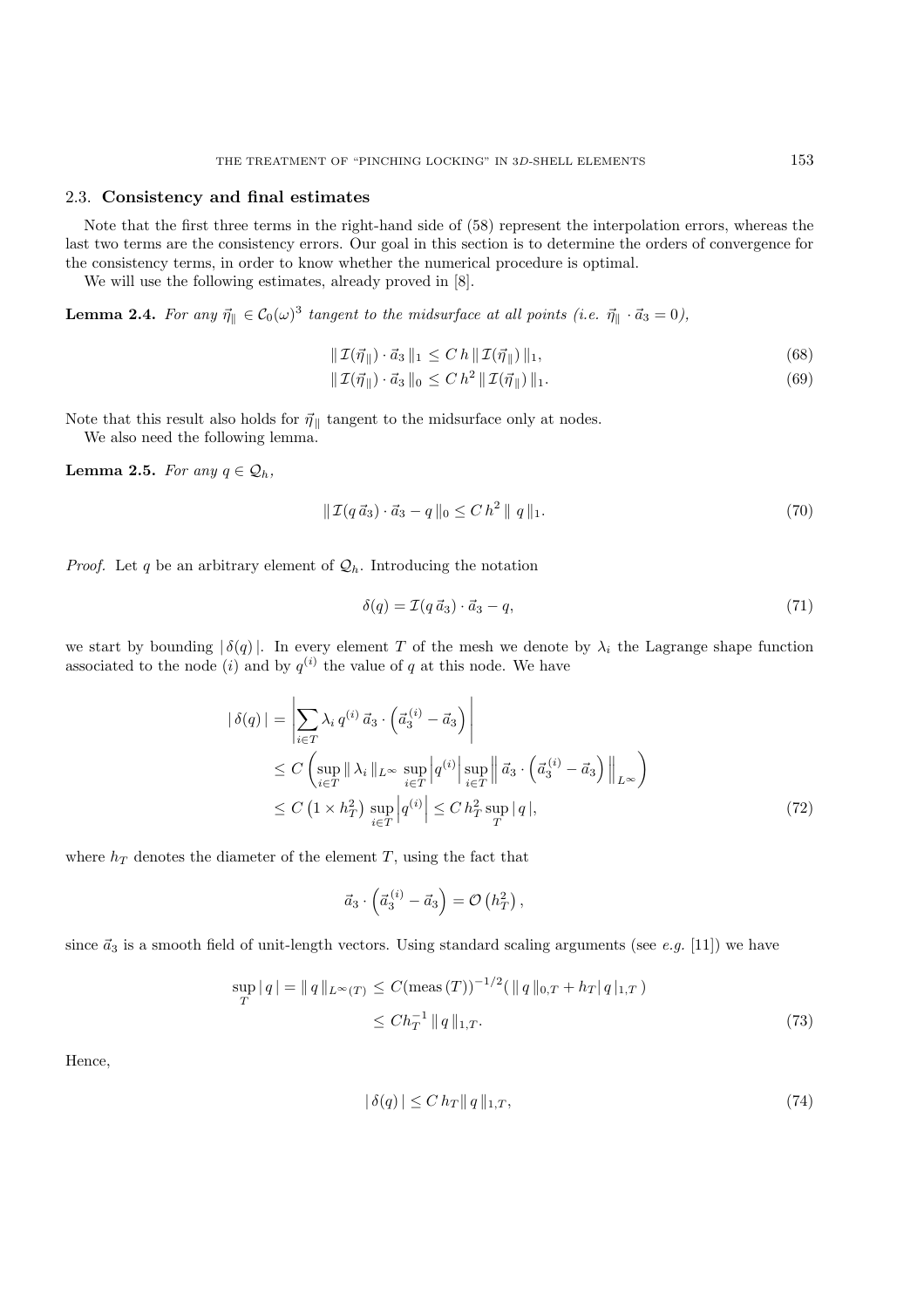### 2.3. **Consistency and final estimates**

Note that the first three terms in the right-hand side of (58) represent the interpolation errors, whereas the last two terms are the consistency errors. Our goal in this section is to determine the orders of convergence for the consistency terms, in order to know whether the numerical procedure is optimal.

We will use the following estimates, already proved in [8].

**Lemma 2.4.** *For any $\vec{\eta}_{\|} \in \mathcal{C}_0(\omega)^3$ tangent to the midsurface at all points (i.e. $\vec{\eta}_{\|} \cdot \vec{a}_3 = 0$),*

$$\| \mathcal{I}(\vec{\eta}_{\|}) \cdot \vec{a}_3 \|_1 \leq C\, h \, \| \mathcal{I}(\vec{\eta}_{\|}) \|_1, \tag{68}$$

$$\| \mathcal{I}(\vec{\eta}_{\|}) \cdot \vec{a}_3 \|_0 \leq C\, h^2 \, \| \mathcal{I}(\vec{\eta}_{\|}) \|_1. \tag{69}$$

Note that this result also holds for $\vec{\eta}_{\|}$ tangent to the midsurface only at nodes.

We also need the following lemma.

**Lemma 2.5.** *For any $q \in \mathcal{Q}_h$,*

$$\| \mathcal{I}(q\, \vec{a}_3) \cdot \vec{a}_3 - q \|_0 \leq C\, h^2 \, \| \, q \, \|_1. \tag{70}$$

*Proof.* Let $q$ be an arbitrary element of $\mathcal{Q}_h$. Introducing the notation

$$\delta(q) = \mathcal{I}(q\, \vec{a}_3) \cdot \vec{a}_3 - q, \tag{71}$$

we start by bounding $|\, \delta(q)\, |$. In every element $T$ of the mesh we denote by $\lambda_i$ the Lagrange shape function associated to the node $(i)$ and by $q^{(i)}$ the value of $q$ at this node. We have

$$\begin{aligned}
|\, \delta(q)\, | &= \left| \sum_{i \in T} \lambda_i \, q^{(i)} \, \vec{a}_3 \cdot \left( \vec{a}_3^{(i)} - \vec{a}_3 \right) \right| \\
&\leq C \left( \sup_{i \in T} \| \, \lambda_i \, \|_{L^\infty} \sup_{i \in T} \left| q^{(i)} \right| \sup_{i \in T} \left\| \, \vec{a}_3 \cdot \left( \vec{a}_3^{(i)} - \vec{a}_3 \right) \right\|_{L^\infty} \right) \\
&\leq C \left( 1 \times h_T^2 \right) \sup_{i \in T} \left| q^{(i)} \right| \leq C\, h_T^2 \sup_T |\, q\, |,
\end{aligned} \tag{72}$$

where $h_T$ denotes the diameter of the element $T$, using the fact that

$$\vec{a}_3 \cdot \left( \vec{a}_3^{(i)} - \vec{a}_3 \right) = \mathcal{O}\left( h_T^2 \right),$$

since $\vec{a}_3$ is a smooth field of unit-length vectors. Using standard scaling arguments (see *e.g.* [11]) we have

$$\begin{aligned}
\sup_T |\, q\, | = \| \, q \, \|_{L^\infty(T)} &\leq C (\text{meas}\,(T))^{-1/2} (\, \| \, q \, \|_{0,T} + h_T |\, q\, |_{1,T} \,) \\
&\leq C h_T^{-1} \, \| \, q \, \|_{1,T}.
\end{aligned} \tag{73}$$

Hence,

$$|\, \delta(q)\, | \leq C\, h_T \| \, q \, \|_{1,T}, \tag{74}$$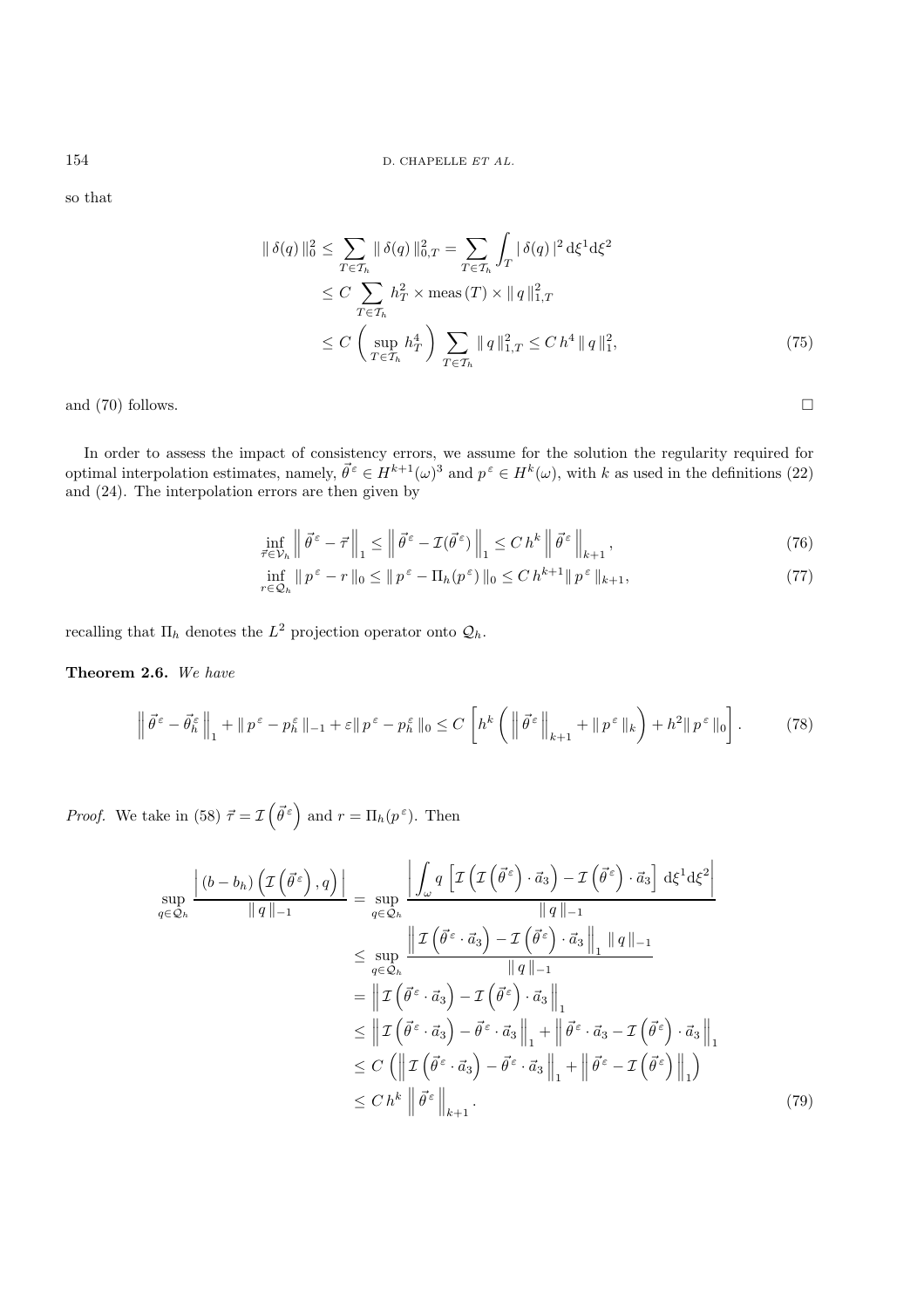so that

$$
\begin{aligned}
\| \delta(q) \|_0^2 &\leq \sum_{T\in\mathcal{T}_h} \| \delta(q) \|_{0,T}^2 = \sum_{T\in\mathcal{T}_h} \int_T | \delta(q) |^2 \, \mathrm{d}\xi^1 \mathrm{d}\xi^2 \\
&\leq C \sum_{T\in\mathcal{T}_h} h_T^2 \times \mathrm{meas}\,(T) \times \| q \|_{1,T}^2 \\
&\leq C \left( \sup_{T\in\mathcal{T}_h} h_T^4 \right) \sum_{T\in\mathcal{T}_h} \| q \|_{1,T}^2 \leq C\, h^4 \| q \|_1^2, \qquad (75)
\end{aligned}
$$

and (70) follows. □

In order to assess the impact of consistency errors, we assume for the solution the regularity required for optimal interpolation estimates, namely, $\vec{\theta}^{\,\varepsilon} \in H^{k+1}(\omega)^3$ and $p^\varepsilon \in H^k(\omega)$, with $k$ as used in the definitions (22) and (24). The interpolation errors are then given by

$$
\inf_{\vec{\tau}\in\mathcal{V}_h} \left\| \vec{\theta}^{\,\varepsilon} - \vec{\tau} \right\|_1 \leq \left\| \vec{\theta}^{\,\varepsilon} - \mathcal{I}(\vec{\theta}^{\,\varepsilon}) \right\|_1 \leq C\, h^k \left\| \vec{\theta}^{\,\varepsilon} \right\|_{k+1}, \qquad (76)
$$

$$
\inf_{r\in\mathcal{Q}_h} \| p^\varepsilon - r \|_0 \leq \| p^\varepsilon - \Pi_h(p^\varepsilon) \|_0 \leq C\, h^{k+1} \| p^\varepsilon \|_{k+1}, \qquad (77)
$$

recalling that $\Pi_h$ denotes the $L^2$ projection operator onto $\mathcal{Q}_h$.

**Theorem 2.6.** *We have*

$$
\left\| \vec{\theta}^{\,\varepsilon} - \vec{\theta}_h^{\,\varepsilon} \right\|_1 + \| p^\varepsilon - p_h^\varepsilon \|_{-1} + \varepsilon \| p^\varepsilon - p_h^\varepsilon \|_0 \leq C \left[ h^k \left( \left\| \vec{\theta}^{\,\varepsilon} \right\|_{k+1} + \| p^\varepsilon \|_k \right) + h^2 \| p^\varepsilon \|_0 \right]. \qquad (78)
$$

*Proof.* We take in (58) $\vec{\tau} = \mathcal{I}\left(\vec{\theta}^{\,\varepsilon}\right)$ and $r = \Pi_h(p^\varepsilon)$. Then

$$
\begin{aligned}
\sup_{q\in\mathcal{Q}_h} \frac{\left| (b - b_h)\left(\mathcal{I}\left(\vec{\theta}^{\,\varepsilon}\right), q\right) \right|}{\| q \|_{-1}} &= \sup_{q\in\mathcal{Q}_h} \frac{\left| \displaystyle\int_\omega q \left[ \mathcal{I}\left(\mathcal{I}\left(\vec{\theta}^{\,\varepsilon}\right) \cdot \vec{a}_3\right) - \mathcal{I}\left(\vec{\theta}^{\,\varepsilon}\right) \cdot \vec{a}_3 \right] \mathrm{d}\xi^1 \mathrm{d}\xi^2 \right|}{\| q \|_{-1}} \\
&\leq \sup_{q\in\mathcal{Q}_h} \frac{\left\| \mathcal{I}\left(\vec{\theta}^{\,\varepsilon} \cdot \vec{a}_3\right) - \mathcal{I}\left(\vec{\theta}^{\,\varepsilon}\right) \cdot \vec{a}_3 \right\|_1 \| q \|_{-1}}{\| q \|_{-1}} \\
&= \left\| \mathcal{I}\left(\vec{\theta}^{\,\varepsilon} \cdot \vec{a}_3\right) - \mathcal{I}\left(\vec{\theta}^{\,\varepsilon}\right) \cdot \vec{a}_3 \right\|_1 \\
&\leq \left\| \mathcal{I}\left(\vec{\theta}^{\,\varepsilon} \cdot \vec{a}_3\right) - \vec{\theta}^{\,\varepsilon} \cdot \vec{a}_3 \right\|_1 + \left\| \vec{\theta}^{\,\varepsilon} \cdot \vec{a}_3 - \mathcal{I}\left(\vec{\theta}^{\,\varepsilon}\right) \cdot \vec{a}_3 \right\|_1 \\
&\leq C \left( \left\| \mathcal{I}\left(\vec{\theta}^{\,\varepsilon} \cdot \vec{a}_3\right) - \vec{\theta}^{\,\varepsilon} \cdot \vec{a}_3 \right\|_1 + \left\| \vec{\theta}^{\,\varepsilon} - \mathcal{I}\left(\vec{\theta}^{\,\varepsilon}\right) \right\|_1 \right) \\
&\leq C\, h^k \left\| \vec{\theta}^{\,\varepsilon} \right\|_{k+1}. \qquad (79)
\end{aligned}
$$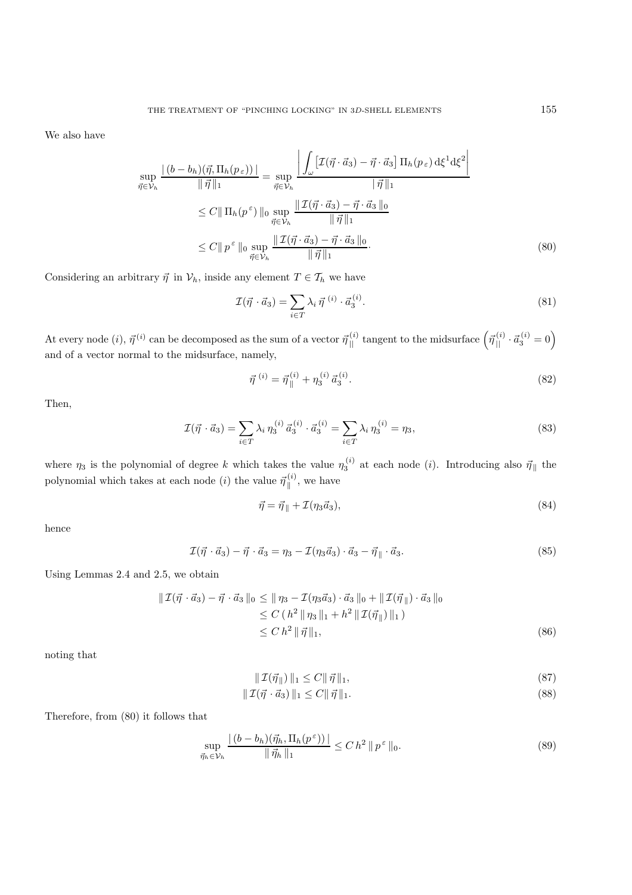We also have

$$
\begin{aligned}
\sup_{\vec{\eta}\in\mathcal{V}_h} \frac{|\,(b-b_h)(\vec{\eta},\Pi_h(p_\varepsilon))\,|}{\|\,\vec{\eta}\,\|_1} &= \sup_{\vec{\eta}\in\mathcal{V}_h} \frac{\left|\displaystyle\int_\omega \big[\mathcal{I}(\vec{\eta}\cdot\vec{a}_3) - \vec{\eta}\cdot\vec{a}_3\big]\,\Pi_h(p_\varepsilon)\,\mathrm{d}\xi^1\mathrm{d}\xi^2\right|}{|\,\vec{\eta}\,\|_1} \\
&\le C\|\,\Pi_h(p^\varepsilon)\,\|_0 \sup_{\vec{\eta}\in\mathcal{V}_h} \frac{\|\,\mathcal{I}(\vec{\eta}\cdot\vec{a}_3) - \vec{\eta}\cdot\vec{a}_3\,\|_0}{\|\,\vec{\eta}\,\|_1} \\
&\le C\|\,p^\varepsilon\,\|_0 \sup_{\vec{\eta}\in\mathcal{V}_h} \frac{\|\,\mathcal{I}(\vec{\eta}\cdot\vec{a}_3) - \vec{\eta}\cdot\vec{a}_3\,\|_0}{\|\,\vec{\eta}\,\|_1}.
\end{aligned}
\tag{80}
$$

Considering an arbitrary $\vec{\eta}$ in $\mathcal{V}_h$, inside any element $T \in \mathcal{T}_h$ we have

$$
\mathcal{I}(\vec{\eta}\cdot\vec{a}_3) = \sum_{i\in T} \lambda_i\, \vec{\eta}^{\,(i)}\cdot\vec{a}_3^{(i)}. \tag{81}
$$

At every node $(i)$, $\vec{\eta}^{(i)}$ can be decomposed as the sum of a vector $\vec{\eta}_{\|}^{(i)}$ tangent to the midsurface $\left(\vec{\eta}_{||}^{(i)}\cdot\vec{a}_3^{(i)} = 0\right)$ and of a vector normal to the midsurface, namely,

$$
\vec{\eta}^{\,(i)} = \vec{\eta}_{\|}^{(i)} + \eta_3^{(i)}\,\vec{a}_3^{(i)}. \tag{82}
$$

Then,

$$
\mathcal{I}(\vec{\eta}\cdot\vec{a}_3) = \sum_{i\in T} \lambda_i\,\eta_3^{(i)}\,\vec{a}_3^{(i)}\cdot\vec{a}_3^{(i)} = \sum_{i\in T} \lambda_i\,\eta_3^{(i)} = \eta_3, \tag{83}
$$

where $\eta_3$ is the polynomial of degree $k$ which takes the value $\eta_3^{(i)}$ at each node $(i)$. Introducing also $\vec{\eta}_{\|}$ the polynomial which takes at each node $(i)$ the value $\vec{\eta}_{\|}^{(i)}$, we have

$$
\vec{\eta} = \vec{\eta}_{\|} + \mathcal{I}(\eta_3\vec{a}_3), \tag{84}
$$

hence

$$
\mathcal{I}(\vec{\eta}\cdot\vec{a}_3) - \vec{\eta}\cdot\vec{a}_3 = \eta_3 - \mathcal{I}(\eta_3\vec{a}_3)\cdot\vec{a}_3 - \vec{\eta}_{\|}\cdot\vec{a}_3. \tag{85}
$$

Using Lemmas 2.4 and 2.5, we obtain

$$
\begin{aligned}
\|\,\mathcal{I}(\vec{\eta}\cdot\vec{a}_3) - \vec{\eta}\cdot\vec{a}_3\,\|_0 &\le \|\,\eta_3 - \mathcal{I}(\eta_3\vec{a}_3)\cdot\vec{a}_3\,\|_0 + \|\,\mathcal{I}(\vec{\eta}_{\|})\cdot\vec{a}_3\,\|_0 \\
&\le C\,(\,h^2\,\|\,\eta_3\,\|_1 + h^2\,\|\,\mathcal{I}(\vec{\eta}_{\|})\,\|_1\,) \\
&\le C\,h^2\,\|\,\vec{\eta}\,\|_1,
\end{aligned}
\tag{86}
$$

noting that

$$
\|\,\mathcal{I}(\vec{\eta}_{\|})\,\|_1 \le C\|\,\vec{\eta}\,\|_1, \tag{87}
$$

$$
\|\,\mathcal{I}(\vec{\eta}\cdot\vec{a}_3)\,\|_1 \le C\|\,\vec{\eta}\,\|_1. \tag{88}
$$

Therefore, from (80) it follows that

$$
\sup_{\vec{\eta}_h\in\mathcal{V}_h} \frac{|\,(b-b_h)(\vec{\eta}_h,\Pi_h(p^\varepsilon))\,|}{\|\,\vec{\eta}_h\,\|_1} \le C\,h^2\,\|\,p^\varepsilon\,\|_0. \tag{89}
$$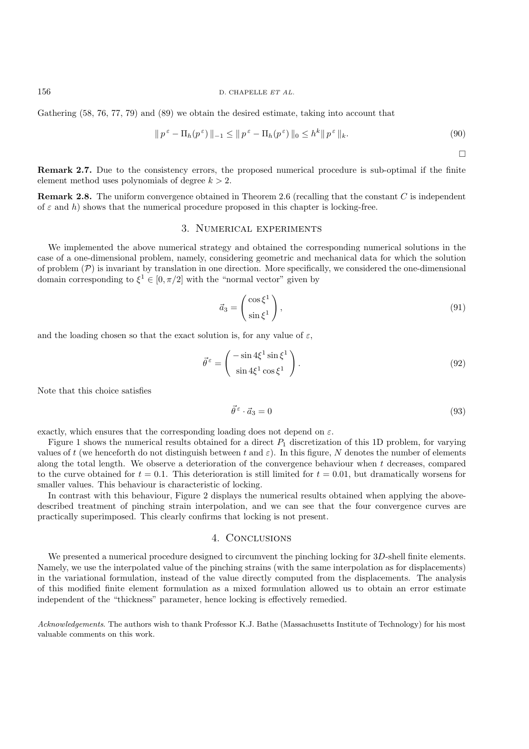Gathering (58, 76, 77, 79) and (89) we obtain the desired estimate, taking into account that

$$\| p^{\varepsilon} - \Pi_h(p^{\varepsilon}) \|_{-1} \leq \| p^{\varepsilon} - \Pi_h(p^{\varepsilon}) \|_0 \leq h^k \| p^{\varepsilon} \|_k. \tag{90}$$

□

**Remark 2.7.** Due to the consistency errors, the proposed numerical procedure is sub-optimal if the finite element method uses polynomials of degree $k > 2$.

**Remark 2.8.** The uniform convergence obtained in Theorem 2.6 (recalling that the constant $C$ is independent of $\varepsilon$ and $h$) shows that the numerical procedure proposed in this chapter is locking-free.

## 3. Numerical experiments

We implemented the above numerical strategy and obtained the corresponding numerical solutions in the case of a one-dimensional problem, namely, considering geometric and mechanical data for which the solution of problem $(\mathcal{P})$ is invariant by translation in one direction. More specifically, we considered the one-dimensional domain corresponding to $\xi^1 \in [0, \pi/2]$ with the "normal vector" given by

$$\vec{a}_3 = \begin{pmatrix} \cos \xi^1 \\ \sin \xi^1 \end{pmatrix}, \tag{91}$$

and the loading chosen so that the exact solution is, for any value of $\varepsilon$,

$$\vec{\theta}^{\,\varepsilon} = \begin{pmatrix} -\sin 4\xi^1 \sin \xi^1 \\ \sin 4\xi^1 \cos \xi^1 \end{pmatrix}. \tag{92}$$

Note that this choice satisfies

$$\vec{\theta}^{\,\varepsilon} \cdot \vec{a}_3 = 0 \tag{93}$$

exactly, which ensures that the corresponding loading does not depend on $\varepsilon$.

Figure 1 shows the numerical results obtained for a direct $P_1$ discretization of this 1D problem, for varying values of $t$ (we henceforth do not distinguish between $t$ and $\varepsilon$). In this figure, $N$ denotes the number of elements along the total length. We observe a deterioration of the convergence behaviour when $t$ decreases, compared to the curve obtained for $t = 0.1$. This deterioration is still limited for $t = 0.01$, but dramatically worsens for smaller values. This behaviour is characteristic of locking.

In contrast with this behaviour, Figure 2 displays the numerical results obtained when applying the above-described treatment of pinching strain interpolation, and we can see that the four convergence curves are practically superimposed. This clearly confirms that locking is not present.

## 4. Conclusions

We presented a numerical procedure designed to circumvent the pinching locking for $3D$-shell finite elements. Namely, we use the interpolated value of the pinching strains (with the same interpolation as for displacements) in the variational formulation, instead of the value directly computed from the displacements. The analysis of this modified finite element formulation as a mixed formulation allowed us to obtain an error estimate independent of the "thickness" parameter, hence locking is effectively remedied.

*Acknowledgements*. The authors wish to thank Professor K.J. Bathe (Massachusetts Institute of Technology) for his most valuable comments on this work.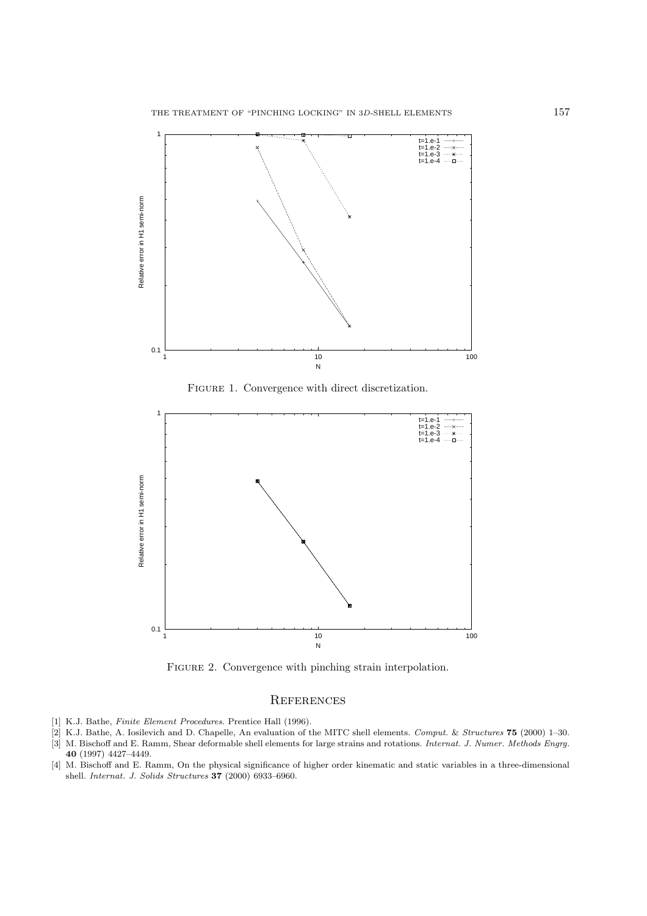Figure 1. Convergence with direct discretization.

Figure 2. Convergence with pinching strain interpolation.

## References

[1] K.J. Bathe, *Finite Element Procedures*. Prentice Hall (1996).

[2] K.J. Bathe, A. Iosilevich and D. Chapelle, An evaluation of the MITC shell elements. *Comput. & Structures* **75** (2000) 1–30.

[3] M. Bischoff and E. Ramm, Shear deformable shell elements for large strains and rotations. *Internat. J. Numer. Methods Engrg.* **40** (1997) 4427–4449.

[4] M. Bischoff and E. Ramm, On the physical significance of higher order kinematic and static variables in a three-dimensional shell. *Internat. J. Solids Structures* **37** (2000) 6933–6960.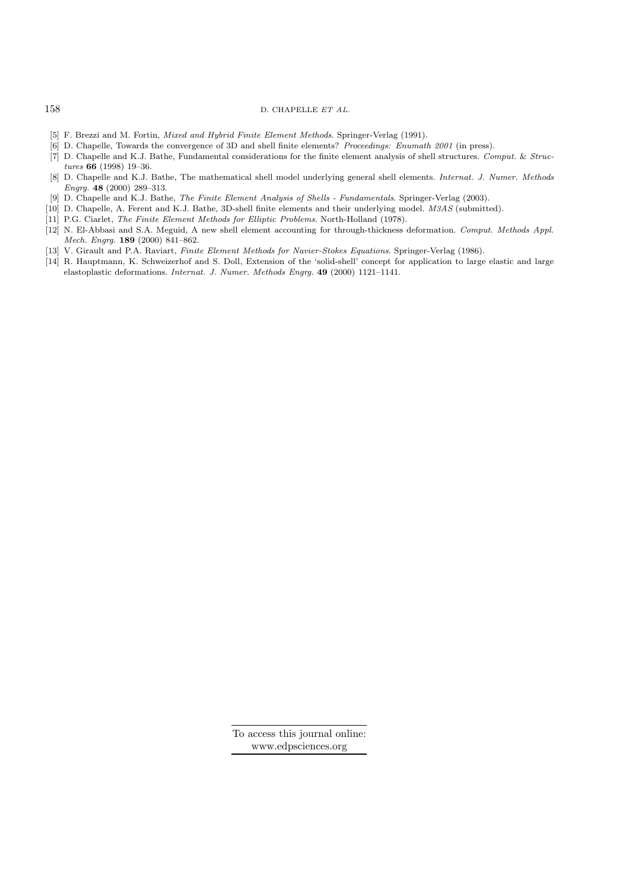[5] F. Brezzi and M. Fortin, *Mixed and Hybrid Finite Element Methods*. Springer-Verlag (1991).

[6] D. Chapelle, Towards the convergence of 3D and shell finite elements? *Proceedings: Enumath 2001* (in press).

[7] D. Chapelle and K.J. Bathe, Fundamental considerations for the finite element analysis of shell structures. *Comput. & Structures* **66** (1998) 19–36.

[8] D. Chapelle and K.J. Bathe, The mathematical shell model underlying general shell elements. *Internat. J. Numer. Methods Engrg.* **48** (2000) 289–313.

[9] D. Chapelle and K.J. Bathe, *The Finite Element Analysis of Shells - Fundamentals*. Springer-Verlag (2003).

[10] D. Chapelle, A. Ferent and K.J. Bathe, 3D-shell finite elements and their underlying model. *M3AS* (submitted).

[11] P.G. Ciarlet, *The Finite Element Methods for Elliptic Problems*. North-Holland (1978).

[12] N. El-Abbasi and S.A. Meguid, A new shell element accounting for through-thickness deformation. *Comput. Methods Appl. Mech. Engrg.* **189** (2000) 841–862.

[13] V. Girault and P.A. Raviart, *Finite Element Methods for Navier-Stokes Equations*. Springer-Verlag (1986).

[14] R. Hauptmann, K. Schweizerhof and S. Doll, Extension of the 'solid-shell' concept for application to large elastic and large elastoplastic deformations. *Internat. J. Numer. Methods Engrg.* **49** (2000) 1121–1141.

To access this journal online:
www.edpsciences.org